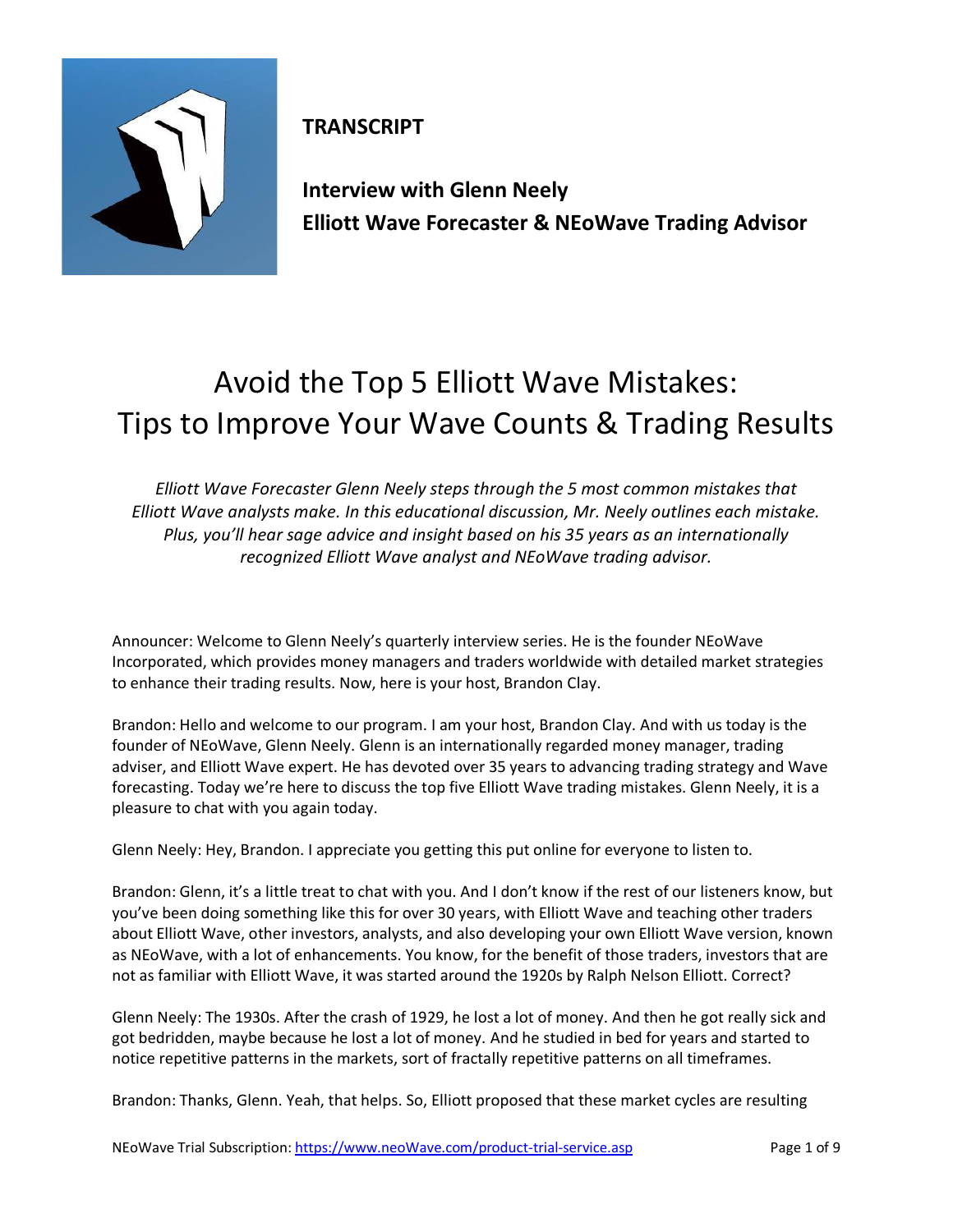**TRANSCRIPT**

**Interview with Glenn Neely**
**Elliott Wave Forecaster & NEoWave Trading Advisor**

# Avoid the Top 5 Elliott Wave Mistakes: Tips to Improve Your Wave Counts & Trading Results

*Elliott Wave Forecaster Glenn Neely steps through the 5 most common mistakes that Elliott Wave analysts make. In this educational discussion, Mr. Neely outlines each mistake. Plus, you'll hear sage advice and insight based on his 35 years as an internationally recognized Elliott Wave analyst and NEoWave trading advisor.*

Announcer: Welcome to Glenn Neely's quarterly interview series. He is the founder NEoWave Incorporated, which provides money managers and traders worldwide with detailed market strategies to enhance their trading results. Now, here is your host, Brandon Clay.

Brandon: Hello and welcome to our program. I am your host, Brandon Clay. And with us today is the founder of NEoWave, Glenn Neely. Glenn is an internationally regarded money manager, trading adviser, and Elliott Wave expert. He has devoted over 35 years to advancing trading strategy and Wave forecasting. Today we're here to discuss the top five Elliott Wave trading mistakes. Glenn Neely, it is a pleasure to chat with you again today.

Glenn Neely: Hey, Brandon. I appreciate you getting this put online for everyone to listen to.

Brandon: Glenn, it's a little treat to chat with you. And I don't know if the rest of our listeners know, but you've been doing something like this for over 30 years, with Elliott Wave and teaching other traders about Elliott Wave, other investors, analysts, and also developing your own Elliott Wave version, known as NEoWave, with a lot of enhancements. You know, for the benefit of those traders, investors that are not as familiar with Elliott Wave, it was started around the 1920s by Ralph Nelson Elliott. Correct?

Glenn Neely: The 1930s. After the crash of 1929, he lost a lot of money. And then he got really sick and got bedridden, maybe because he lost a lot of money. And he studied in bed for years and started to notice repetitive patterns in the markets, sort of fractally repetitive patterns on all timeframes.

Brandon: Thanks, Glenn. Yeah, that helps. So, Elliott proposed that these market cycles are resulting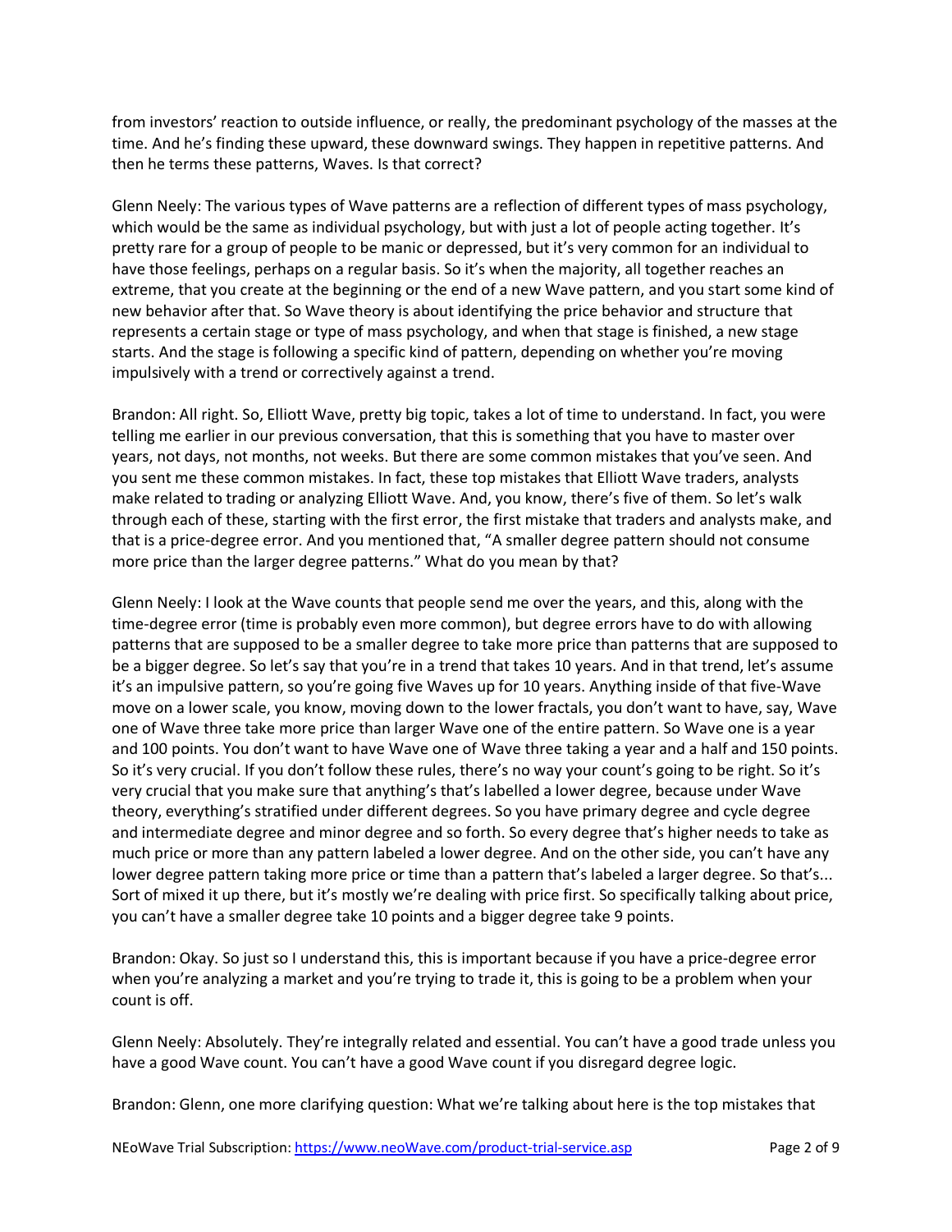from investors' reaction to outside influence, or really, the predominant psychology of the masses at the time. And he's finding these upward, these downward swings. They happen in repetitive patterns. And then he terms these patterns, Waves. Is that correct?

Glenn Neely: The various types of Wave patterns are a reflection of different types of mass psychology, which would be the same as individual psychology, but with just a lot of people acting together. It's pretty rare for a group of people to be manic or depressed, but it's very common for an individual to have those feelings, perhaps on a regular basis. So it's when the majority, all together reaches an extreme, that you create at the beginning or the end of a new Wave pattern, and you start some kind of new behavior after that. So Wave theory is about identifying the price behavior and structure that represents a certain stage or type of mass psychology, and when that stage is finished, a new stage starts. And the stage is following a specific kind of pattern, depending on whether you're moving impulsively with a trend or correctively against a trend.

Brandon: All right. So, Elliott Wave, pretty big topic, takes a lot of time to understand. In fact, you were telling me earlier in our previous conversation, that this is something that you have to master over years, not days, not months, not weeks. But there are some common mistakes that you've seen. And you sent me these common mistakes. In fact, these top mistakes that Elliott Wave traders, analysts make related to trading or analyzing Elliott Wave. And, you know, there's five of them. So let's walk through each of these, starting with the first error, the first mistake that traders and analysts make, and that is a price-degree error. And you mentioned that, "A smaller degree pattern should not consume more price than the larger degree patterns." What do you mean by that?

Glenn Neely: I look at the Wave counts that people send me over the years, and this, along with the time-degree error (time is probably even more common), but degree errors have to do with allowing patterns that are supposed to be a smaller degree to take more price than patterns that are supposed to be a bigger degree. So let's say that you're in a trend that takes 10 years. And in that trend, let's assume it's an impulsive pattern, so you're going five Waves up for 10 years. Anything inside of that five-Wave move on a lower scale, you know, moving down to the lower fractals, you don't want to have, say, Wave one of Wave three take more price than larger Wave one of the entire pattern. So Wave one is a year and 100 points. You don't want to have Wave one of Wave three taking a year and a half and 150 points. So it's very crucial. If you don't follow these rules, there's no way your count's going to be right. So it's very crucial that you make sure that anything's that's labelled a lower degree, because under Wave theory, everything's stratified under different degrees. So you have primary degree and cycle degree and intermediate degree and minor degree and so forth. So every degree that's higher needs to take as much price or more than any pattern labeled a lower degree. And on the other side, you can't have any lower degree pattern taking more price or time than a pattern that's labeled a larger degree. So that's... Sort of mixed it up there, but it's mostly we're dealing with price first. So specifically talking about price, you can't have a smaller degree take 10 points and a bigger degree take 9 points.

Brandon: Okay. So just so I understand this, this is important because if you have a price-degree error when you're analyzing a market and you're trying to trade it, this is going to be a problem when your count is off.

Glenn Neely: Absolutely. They're integrally related and essential. You can't have a good trade unless you have a good Wave count. You can't have a good Wave count if you disregard degree logic.

Brandon: Glenn, one more clarifying question: What we're talking about here is the top mistakes that

NEoWave Trial Subscription: https://www.neoWave.com/product-trial-service.asp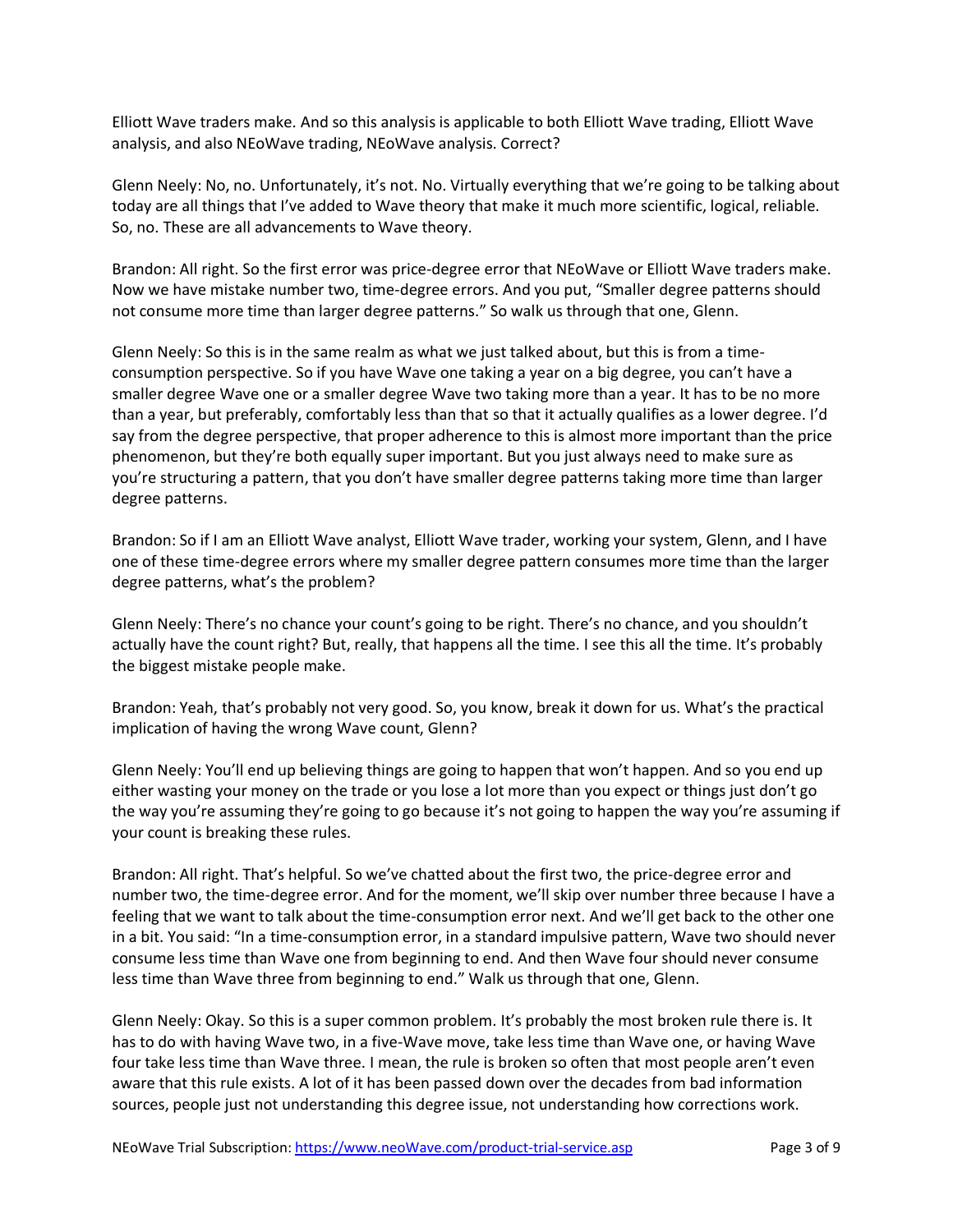Elliott Wave traders make. And so this analysis is applicable to both Elliott Wave trading, Elliott Wave analysis, and also NEoWave trading, NEoWave analysis. Correct?

Glenn Neely: No, no. Unfortunately, it's not. No. Virtually everything that we're going to be talking about today are all things that I've added to Wave theory that make it much more scientific, logical, reliable. So, no. These are all advancements to Wave theory.

Brandon: All right. So the first error was price-degree error that NEoWave or Elliott Wave traders make. Now we have mistake number two, time-degree errors. And you put, "Smaller degree patterns should not consume more time than larger degree patterns." So walk us through that one, Glenn.

Glenn Neely: So this is in the same realm as what we just talked about, but this is from a time-consumption perspective. So if you have Wave one taking a year on a big degree, you can't have a smaller degree Wave one or a smaller degree Wave two taking more than a year. It has to be no more than a year, but preferably, comfortably less than that so that it actually qualifies as a lower degree. I'd say from the degree perspective, that proper adherence to this is almost more important than the price phenomenon, but they're both equally super important. But you just always need to make sure as you're structuring a pattern, that you don't have smaller degree patterns taking more time than larger degree patterns.

Brandon: So if I am an Elliott Wave analyst, Elliott Wave trader, working your system, Glenn, and I have one of these time-degree errors where my smaller degree pattern consumes more time than the larger degree patterns, what's the problem?

Glenn Neely: There's no chance your count's going to be right. There's no chance, and you shouldn't actually have the count right? But, really, that happens all the time. I see this all the time. It's probably the biggest mistake people make.

Brandon: Yeah, that's probably not very good. So, you know, break it down for us. What's the practical implication of having the wrong Wave count, Glenn?

Glenn Neely: You'll end up believing things are going to happen that won't happen. And so you end up either wasting your money on the trade or you lose a lot more than you expect or things just don't go the way you're assuming they're going to go because it's not going to happen the way you're assuming if your count is breaking these rules.

Brandon: All right. That's helpful. So we've chatted about the first two, the price-degree error and number two, the time-degree error. And for the moment, we'll skip over number three because I have a feeling that we want to talk about the time-consumption error next. And we'll get back to the other one in a bit. You said: "In a time-consumption error, in a standard impulsive pattern, Wave two should never consume less time than Wave one from beginning to end. And then Wave four should never consume less time than Wave three from beginning to end." Walk us through that one, Glenn.

Glenn Neely: Okay. So this is a super common problem. It's probably the most broken rule there is. It has to do with having Wave two, in a five-Wave move, take less time than Wave one, or having Wave four take less time than Wave three. I mean, the rule is broken so often that most people aren't even aware that this rule exists. A lot of it has been passed down over the decades from bad information sources, people just not understanding this degree issue, not understanding how corrections work.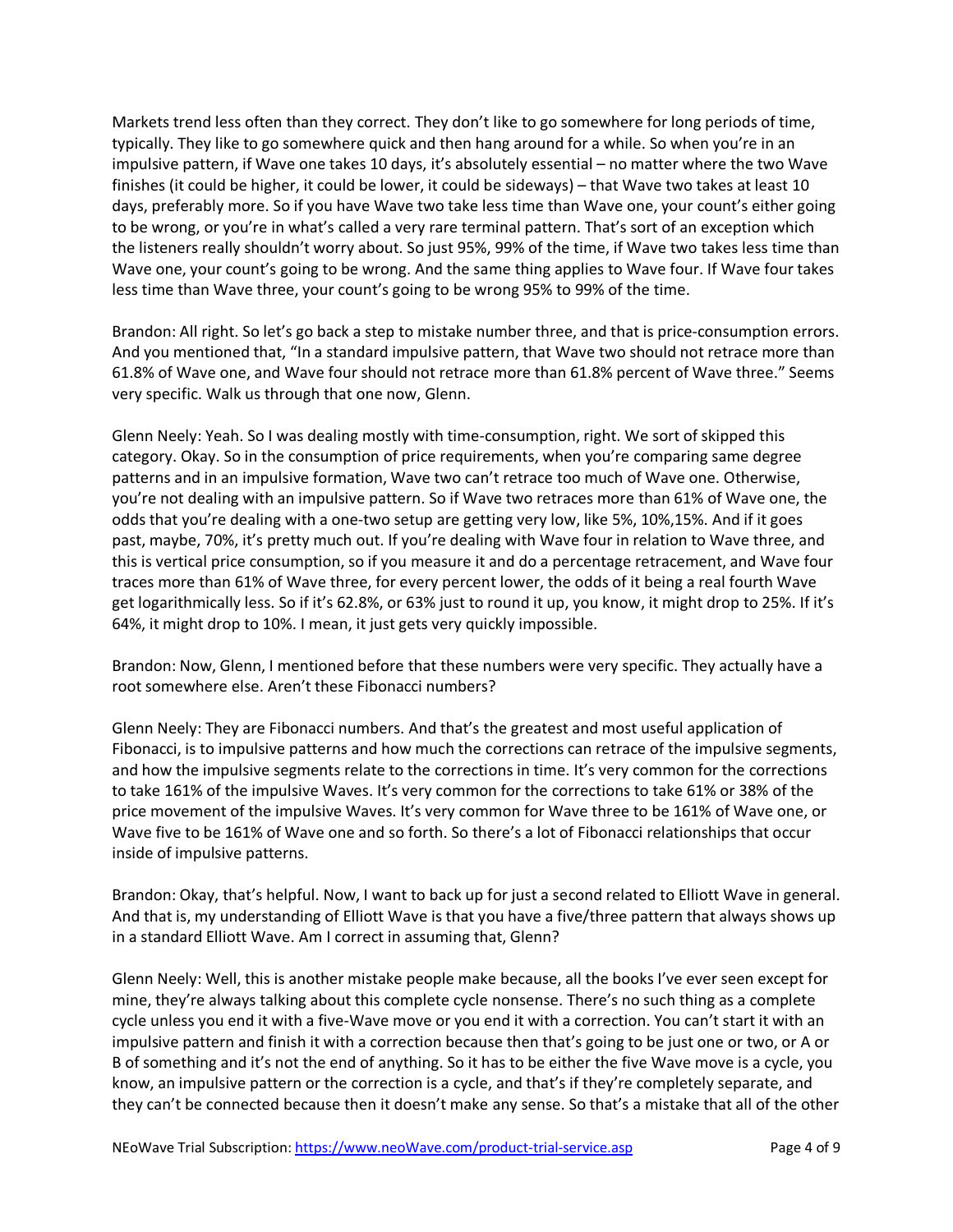Markets trend less often than they correct. They don't like to go somewhere for long periods of time, typically. They like to go somewhere quick and then hang around for a while. So when you're in an impulsive pattern, if Wave one takes 10 days, it's absolutely essential – no matter where the two Wave finishes (it could be higher, it could be lower, it could be sideways) – that Wave two takes at least 10 days, preferably more. So if you have Wave two take less time than Wave one, your count's either going to be wrong, or you're in what's called a very rare terminal pattern. That's sort of an exception which the listeners really shouldn't worry about. So just 95%, 99% of the time, if Wave two takes less time than Wave one, your count's going to be wrong. And the same thing applies to Wave four. If Wave four takes less time than Wave three, your count's going to be wrong 95% to 99% of the time.

Brandon: All right. So let's go back a step to mistake number three, and that is price-consumption errors. And you mentioned that, "In a standard impulsive pattern, that Wave two should not retrace more than 61.8% of Wave one, and Wave four should not retrace more than 61.8% percent of Wave three." Seems very specific. Walk us through that one now, Glenn.

Glenn Neely: Yeah. So I was dealing mostly with time-consumption, right. We sort of skipped this category. Okay. So in the consumption of price requirements, when you're comparing same degree patterns and in an impulsive formation, Wave two can't retrace too much of Wave one. Otherwise, you're not dealing with an impulsive pattern. So if Wave two retraces more than 61% of Wave one, the odds that you're dealing with a one-two setup are getting very low, like 5%, 10%,15%. And if it goes past, maybe, 70%, it's pretty much out. If you're dealing with Wave four in relation to Wave three, and this is vertical price consumption, so if you measure it and do a percentage retracement, and Wave four traces more than 61% of Wave three, for every percent lower, the odds of it being a real fourth Wave get logarithmically less. So if it's 62.8%, or 63% just to round it up, you know, it might drop to 25%. If it's 64%, it might drop to 10%. I mean, it just gets very quickly impossible.

Brandon: Now, Glenn, I mentioned before that these numbers were very specific. They actually have a root somewhere else. Aren't these Fibonacci numbers?

Glenn Neely: They are Fibonacci numbers. And that's the greatest and most useful application of Fibonacci, is to impulsive patterns and how much the corrections can retrace of the impulsive segments, and how the impulsive segments relate to the corrections in time. It's very common for the corrections to take 161% of the impulsive Waves. It's very common for the corrections to take 61% or 38% of the price movement of the impulsive Waves. It's very common for Wave three to be 161% of Wave one, or Wave five to be 161% of Wave one and so forth. So there's a lot of Fibonacci relationships that occur inside of impulsive patterns.

Brandon: Okay, that's helpful. Now, I want to back up for just a second related to Elliott Wave in general. And that is, my understanding of Elliott Wave is that you have a five/three pattern that always shows up in a standard Elliott Wave. Am I correct in assuming that, Glenn?

Glenn Neely: Well, this is another mistake people make because, all the books I've ever seen except for mine, they're always talking about this complete cycle nonsense. There's no such thing as a complete cycle unless you end it with a five-Wave move or you end it with a correction. You can't start it with an impulsive pattern and finish it with a correction because then that's going to be just one or two, or A or B of something and it's not the end of anything. So it has to be either the five Wave move is a cycle, you know, an impulsive pattern or the correction is a cycle, and that's if they're completely separate, and they can't be connected because then it doesn't make any sense. So that's a mistake that all of the other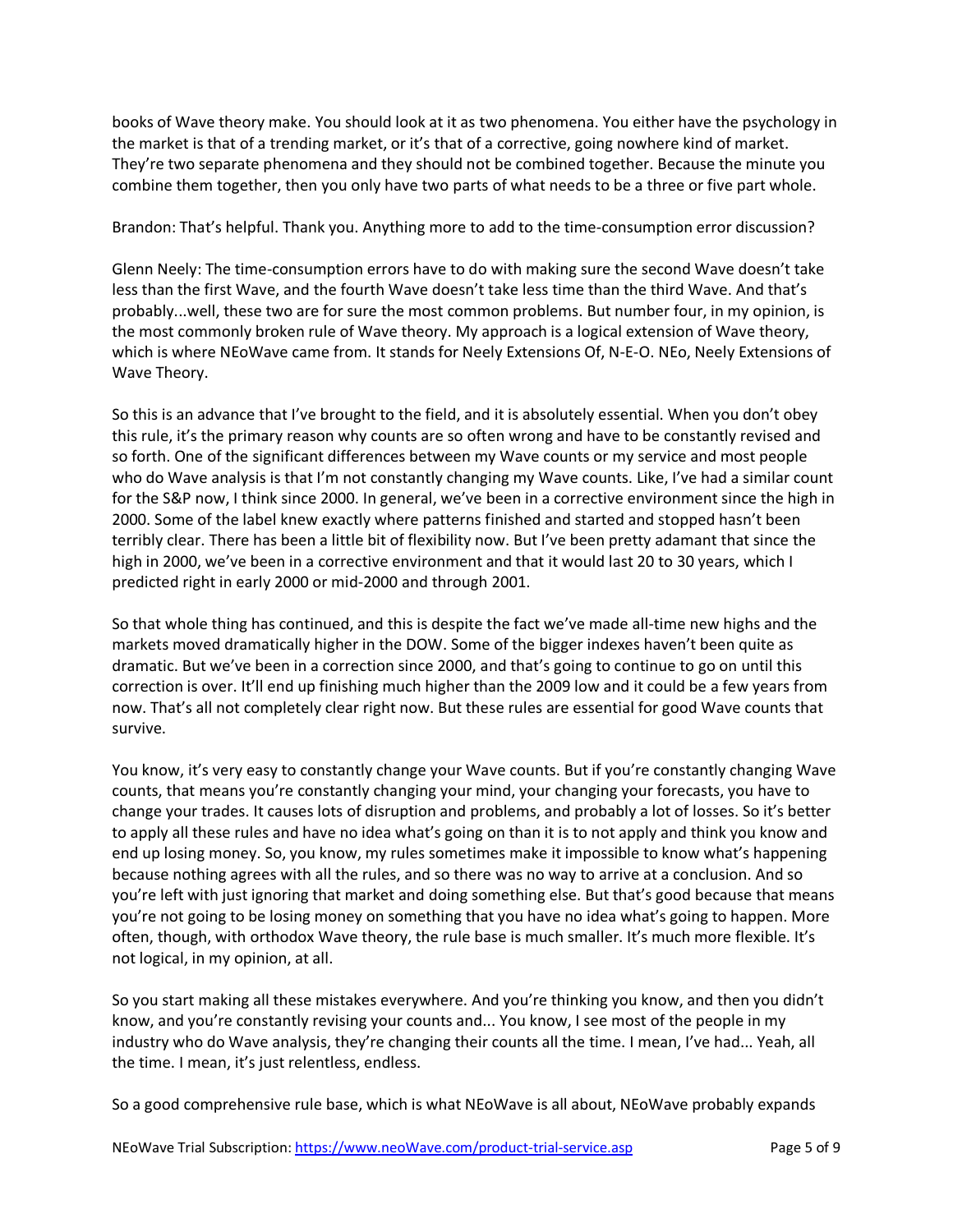books of Wave theory make. You should look at it as two phenomena. You either have the psychology in the market is that of a trending market, or it's that of a corrective, going nowhere kind of market. They're two separate phenomena and they should not be combined together. Because the minute you combine them together, then you only have two parts of what needs to be a three or five part whole.

Brandon: That's helpful. Thank you. Anything more to add to the time-consumption error discussion?

Glenn Neely: The time-consumption errors have to do with making sure the second Wave doesn't take less than the first Wave, and the fourth Wave doesn't take less time than the third Wave. And that's probably...well, these two are for sure the most common problems. But number four, in my opinion, is the most commonly broken rule of Wave theory. My approach is a logical extension of Wave theory, which is where NEoWave came from. It stands for Neely Extensions Of, N-E-O. NEo, Neely Extensions of Wave Theory.

So this is an advance that I've brought to the field, and it is absolutely essential. When you don't obey this rule, it's the primary reason why counts are so often wrong and have to be constantly revised and so forth. One of the significant differences between my Wave counts or my service and most people who do Wave analysis is that I'm not constantly changing my Wave counts. Like, I've had a similar count for the S&P now, I think since 2000. In general, we've been in a corrective environment since the high in 2000. Some of the label knew exactly where patterns finished and started and stopped hasn't been terribly clear. There has been a little bit of flexibility now. But I've been pretty adamant that since the high in 2000, we've been in a corrective environment and that it would last 20 to 30 years, which I predicted right in early 2000 or mid-2000 and through 2001.

So that whole thing has continued, and this is despite the fact we've made all-time new highs and the markets moved dramatically higher in the DOW. Some of the bigger indexes haven't been quite as dramatic. But we've been in a correction since 2000, and that's going to continue to go on until this correction is over. It'll end up finishing much higher than the 2009 low and it could be a few years from now. That's all not completely clear right now. But these rules are essential for good Wave counts that survive.

You know, it's very easy to constantly change your Wave counts. But if you're constantly changing Wave counts, that means you're constantly changing your mind, your changing your forecasts, you have to change your trades. It causes lots of disruption and problems, and probably a lot of losses. So it's better to apply all these rules and have no idea what's going on than it is to not apply and think you know and end up losing money. So, you know, my rules sometimes make it impossible to know what's happening because nothing agrees with all the rules, and so there was no way to arrive at a conclusion. And so you're left with just ignoring that market and doing something else. But that's good because that means you're not going to be losing money on something that you have no idea what's going to happen. More often, though, with orthodox Wave theory, the rule base is much smaller. It's much more flexible. It's not logical, in my opinion, at all.

So you start making all these mistakes everywhere. And you're thinking you know, and then you didn't know, and you're constantly revising your counts and... You know, I see most of the people in my industry who do Wave analysis, they're changing their counts all the time. I mean, I've had... Yeah, all the time. I mean, it's just relentless, endless.

So a good comprehensive rule base, which is what NEoWave is all about, NEoWave probably expands

NEoWave Trial Subscription: https://www.neoWave.com/product-trial-service.asp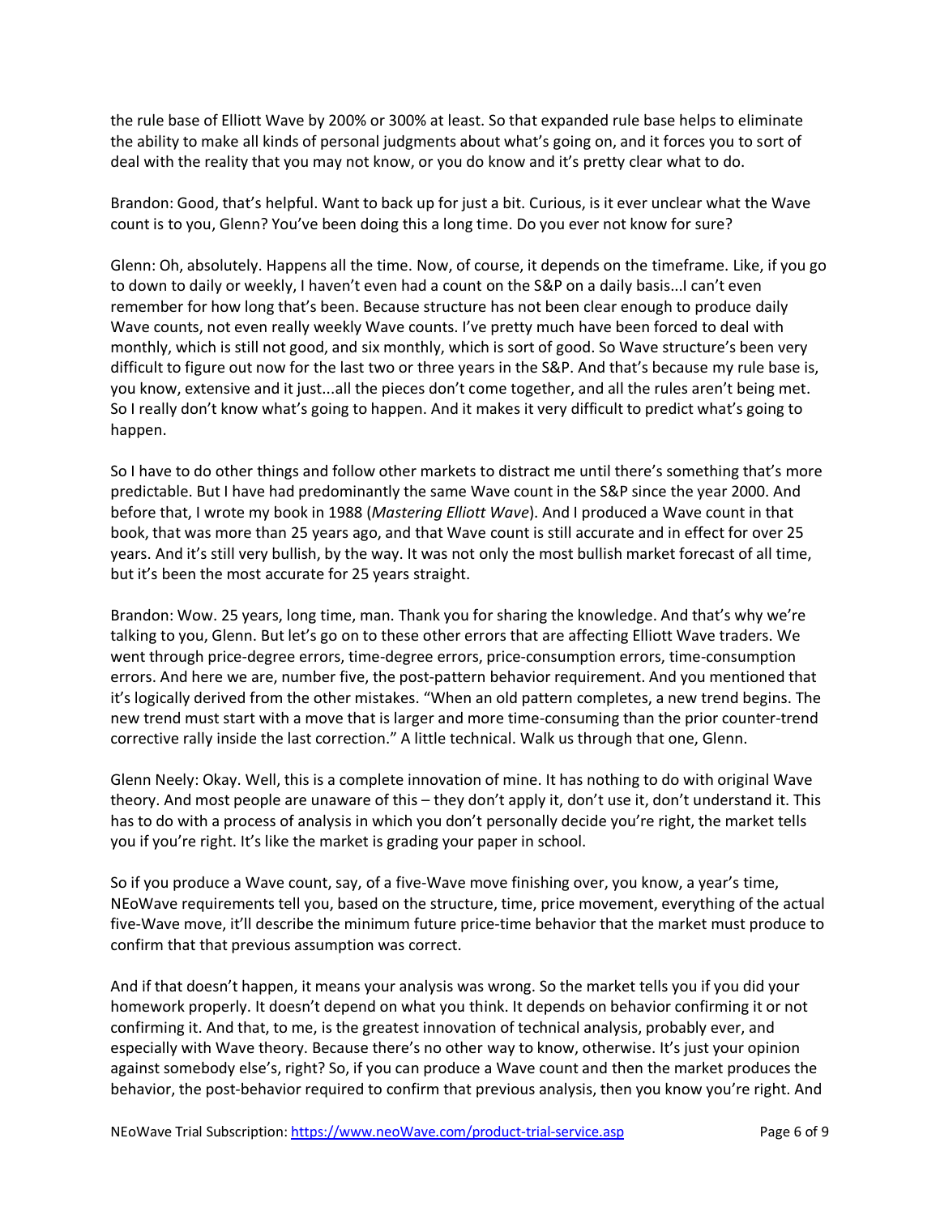the rule base of Elliott Wave by 200% or 300% at least. So that expanded rule base helps to eliminate the ability to make all kinds of personal judgments about what's going on, and it forces you to sort of deal with the reality that you may not know, or you do know and it's pretty clear what to do.

Brandon: Good, that's helpful. Want to back up for just a bit. Curious, is it ever unclear what the Wave count is to you, Glenn? You've been doing this a long time. Do you ever not know for sure?

Glenn: Oh, absolutely. Happens all the time. Now, of course, it depends on the timeframe. Like, if you go to down to daily or weekly, I haven't even had a count on the S&P on a daily basis...I can't even remember for how long that's been. Because structure has not been clear enough to produce daily Wave counts, not even really weekly Wave counts. I've pretty much have been forced to deal with monthly, which is still not good, and six monthly, which is sort of good. So Wave structure's been very difficult to figure out now for the last two or three years in the S&P. And that's because my rule base is, you know, extensive and it just...all the pieces don't come together, and all the rules aren't being met. So I really don't know what's going to happen. And it makes it very difficult to predict what's going to happen.

So I have to do other things and follow other markets to distract me until there's something that's more predictable. But I have had predominantly the same Wave count in the S&P since the year 2000. And before that, I wrote my book in 1988 (*Mastering Elliott Wave*). And I produced a Wave count in that book, that was more than 25 years ago, and that Wave count is still accurate and in effect for over 25 years. And it's still very bullish, by the way. It was not only the most bullish market forecast of all time, but it's been the most accurate for 25 years straight.

Brandon: Wow. 25 years, long time, man. Thank you for sharing the knowledge. And that's why we're talking to you, Glenn. But let's go on to these other errors that are affecting Elliott Wave traders. We went through price-degree errors, time-degree errors, price-consumption errors, time-consumption errors. And here we are, number five, the post-pattern behavior requirement. And you mentioned that it's logically derived from the other mistakes. "When an old pattern completes, a new trend begins. The new trend must start with a move that is larger and more time-consuming than the prior counter-trend corrective rally inside the last correction." A little technical. Walk us through that one, Glenn.

Glenn Neely: Okay. Well, this is a complete innovation of mine. It has nothing to do with original Wave theory. And most people are unaware of this – they don't apply it, don't use it, don't understand it. This has to do with a process of analysis in which you don't personally decide you're right, the market tells you if you're right. It's like the market is grading your paper in school.

So if you produce a Wave count, say, of a five-Wave move finishing over, you know, a year's time, NEoWave requirements tell you, based on the structure, time, price movement, everything of the actual five-Wave move, it'll describe the minimum future price-time behavior that the market must produce to confirm that that previous assumption was correct.

And if that doesn't happen, it means your analysis was wrong. So the market tells you if you did your homework properly. It doesn't depend on what you think. It depends on behavior confirming it or not confirming it. And that, to me, is the greatest innovation of technical analysis, probably ever, and especially with Wave theory. Because there's no other way to know, otherwise. It's just your opinion against somebody else's, right? So, if you can produce a Wave count and then the market produces the behavior, the post-behavior required to confirm that previous analysis, then you know you're right. And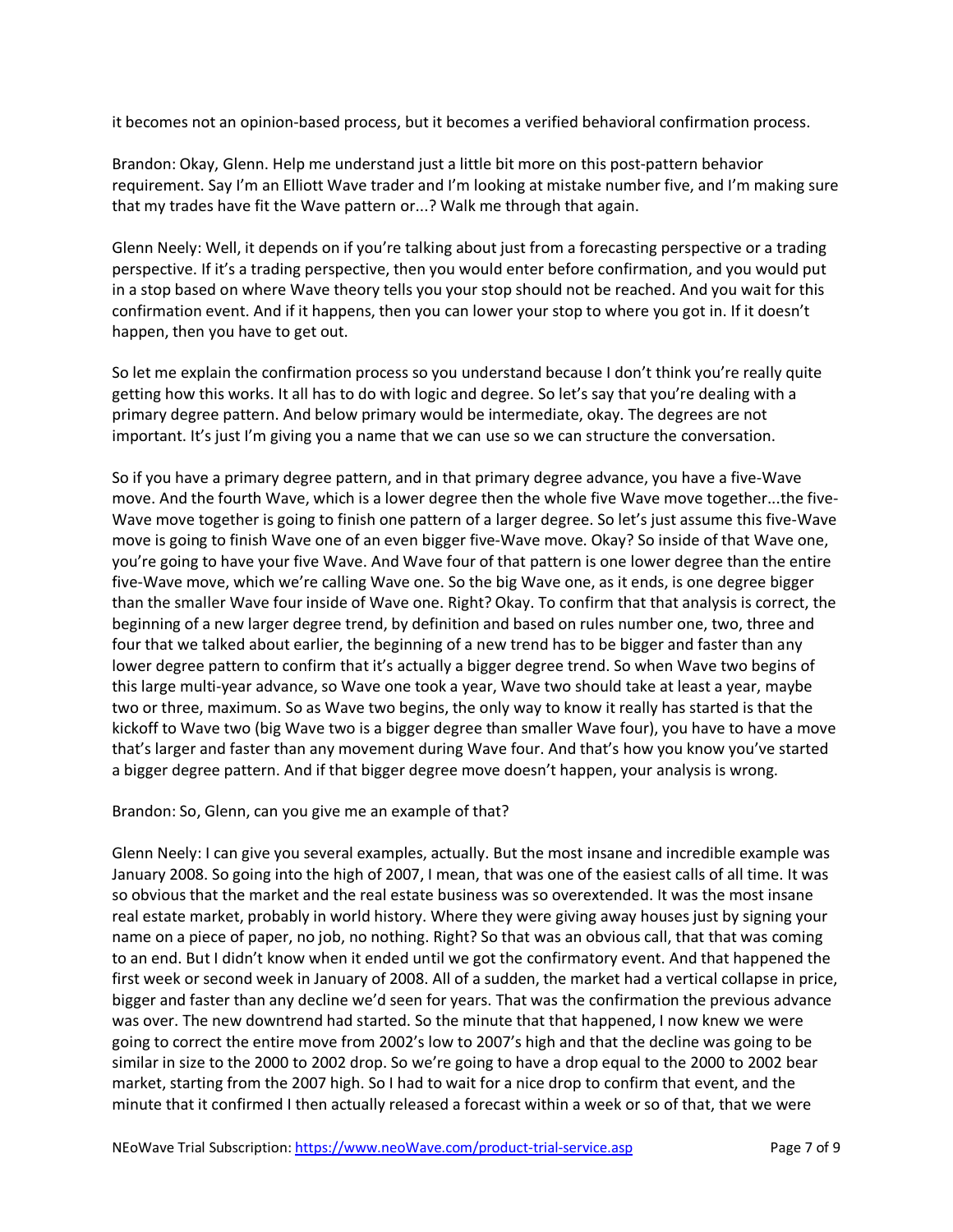it becomes not an opinion-based process, but it becomes a verified behavioral confirmation process.

Brandon: Okay, Glenn. Help me understand just a little bit more on this post-pattern behavior requirement. Say I'm an Elliott Wave trader and I'm looking at mistake number five, and I'm making sure that my trades have fit the Wave pattern or...? Walk me through that again.

Glenn Neely: Well, it depends on if you're talking about just from a forecasting perspective or a trading perspective. If it's a trading perspective, then you would enter before confirmation, and you would put in a stop based on where Wave theory tells you your stop should not be reached. And you wait for this confirmation event. And if it happens, then you can lower your stop to where you got in. If it doesn't happen, then you have to get out.

So let me explain the confirmation process so you understand because I don't think you're really quite getting how this works. It all has to do with logic and degree. So let's say that you're dealing with a primary degree pattern. And below primary would be intermediate, okay. The degrees are not important. It's just I'm giving you a name that we can use so we can structure the conversation.

So if you have a primary degree pattern, and in that primary degree advance, you have a five-Wave move. And the fourth Wave, which is a lower degree then the whole five Wave move together...the five-Wave move together is going to finish one pattern of a larger degree. So let's just assume this five-Wave move is going to finish Wave one of an even bigger five-Wave move. Okay? So inside of that Wave one, you're going to have your five Wave. And Wave four of that pattern is one lower degree than the entire five-Wave move, which we're calling Wave one. So the big Wave one, as it ends, is one degree bigger than the smaller Wave four inside of Wave one. Right? Okay. To confirm that that analysis is correct, the beginning of a new larger degree trend, by definition and based on rules number one, two, three and four that we talked about earlier, the beginning of a new trend has to be bigger and faster than any lower degree pattern to confirm that it's actually a bigger degree trend. So when Wave two begins of this large multi-year advance, so Wave one took a year, Wave two should take at least a year, maybe two or three, maximum. So as Wave two begins, the only way to know it really has started is that the kickoff to Wave two (big Wave two is a bigger degree than smaller Wave four), you have to have a move that's larger and faster than any movement during Wave four. And that's how you know you've started a bigger degree pattern. And if that bigger degree move doesn't happen, your analysis is wrong.

Brandon: So, Glenn, can you give me an example of that?

Glenn Neely: I can give you several examples, actually. But the most insane and incredible example was January 2008. So going into the high of 2007, I mean, that was one of the easiest calls of all time. It was so obvious that the market and the real estate business was so overextended. It was the most insane real estate market, probably in world history. Where they were giving away houses just by signing your name on a piece of paper, no job, no nothing. Right? So that was an obvious call, that that was coming to an end. But I didn't know when it ended until we got the confirmatory event. And that happened the first week or second week in January of 2008. All of a sudden, the market had a vertical collapse in price, bigger and faster than any decline we'd seen for years. That was the confirmation the previous advance was over. The new downtrend had started. So the minute that that happened, I now knew we were going to correct the entire move from 2002's low to 2007's high and that the decline was going to be similar in size to the 2000 to 2002 drop. So we're going to have a drop equal to the 2000 to 2002 bear market, starting from the 2007 high. So I had to wait for a nice drop to confirm that event, and the minute that it confirmed I then actually released a forecast within a week or so of that, that we were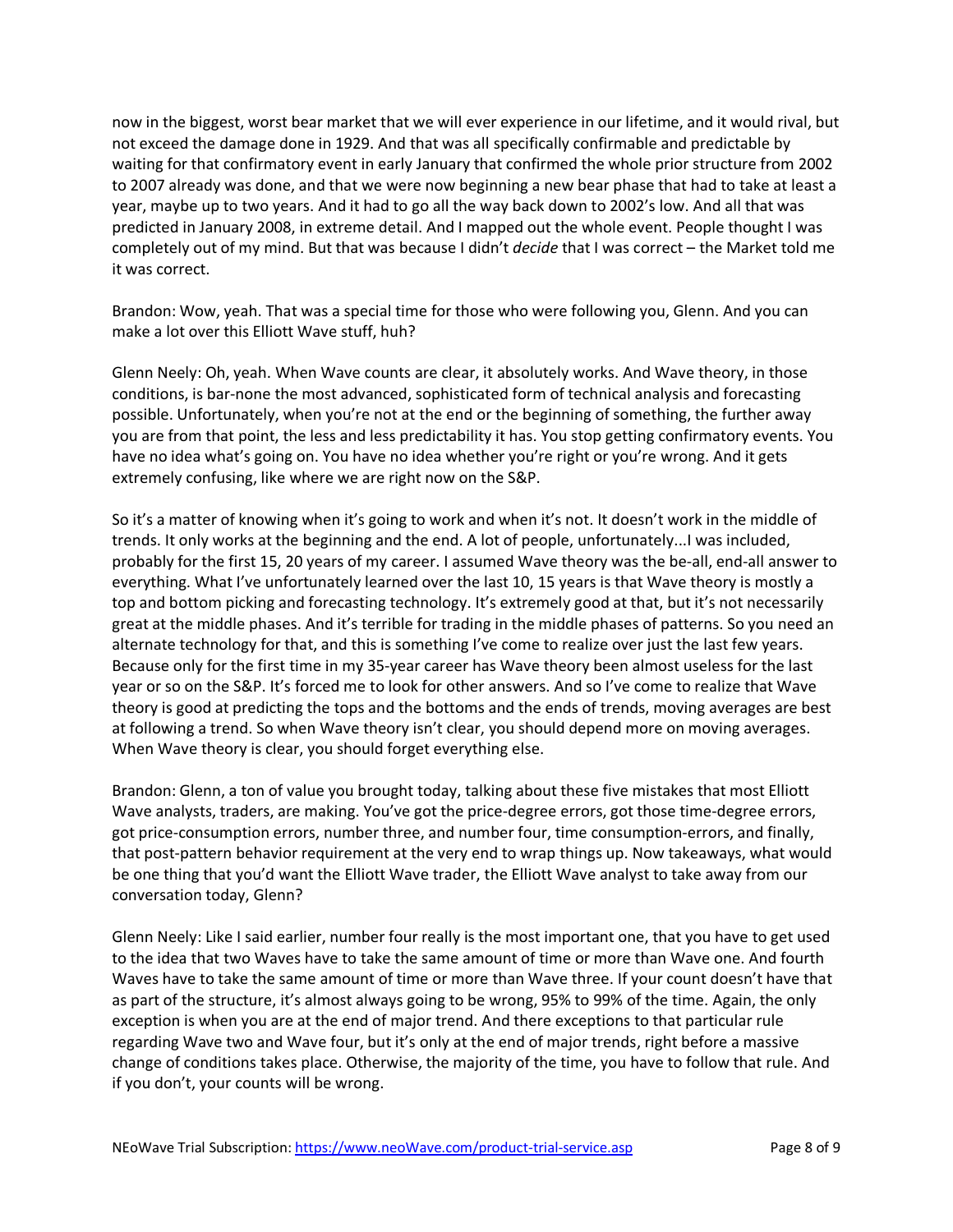now in the biggest, worst bear market that we will ever experience in our lifetime, and it would rival, but not exceed the damage done in 1929. And that was all specifically confirmable and predictable by waiting for that confirmatory event in early January that confirmed the whole prior structure from 2002 to 2007 already was done, and that we were now beginning a new bear phase that had to take at least a year, maybe up to two years. And it had to go all the way back down to 2002's low. And all that was predicted in January 2008, in extreme detail. And I mapped out the whole event. People thought I was completely out of my mind. But that was because I didn't *decide* that I was correct – the Market told me it was correct.

Brandon: Wow, yeah. That was a special time for those who were following you, Glenn. And you can make a lot over this Elliott Wave stuff, huh?

Glenn Neely: Oh, yeah. When Wave counts are clear, it absolutely works. And Wave theory, in those conditions, is bar-none the most advanced, sophisticated form of technical analysis and forecasting possible. Unfortunately, when you're not at the end or the beginning of something, the further away you are from that point, the less and less predictability it has. You stop getting confirmatory events. You have no idea what's going on. You have no idea whether you're right or you're wrong. And it gets extremely confusing, like where we are right now on the S&P.

So it's a matter of knowing when it's going to work and when it's not. It doesn't work in the middle of trends. It only works at the beginning and the end. A lot of people, unfortunately...I was included, probably for the first 15, 20 years of my career. I assumed Wave theory was the be-all, end-all answer to everything. What I've unfortunately learned over the last 10, 15 years is that Wave theory is mostly a top and bottom picking and forecasting technology. It's extremely good at that, but it's not necessarily great at the middle phases. And it's terrible for trading in the middle phases of patterns. So you need an alternate technology for that, and this is something I've come to realize over just the last few years. Because only for the first time in my 35-year career has Wave theory been almost useless for the last year or so on the S&P. It's forced me to look for other answers. And so I've come to realize that Wave theory is good at predicting the tops and the bottoms and the ends of trends, moving averages are best at following a trend. So when Wave theory isn't clear, you should depend more on moving averages. When Wave theory is clear, you should forget everything else.

Brandon: Glenn, a ton of value you brought today, talking about these five mistakes that most Elliott Wave analysts, traders, are making. You've got the price-degree errors, got those time-degree errors, got price-consumption errors, number three, and number four, time consumption-errors, and finally, that post-pattern behavior requirement at the very end to wrap things up. Now takeaways, what would be one thing that you'd want the Elliott Wave trader, the Elliott Wave analyst to take away from our conversation today, Glenn?

Glenn Neely: Like I said earlier, number four really is the most important one, that you have to get used to the idea that two Waves have to take the same amount of time or more than Wave one. And fourth Waves have to take the same amount of time or more than Wave three. If your count doesn't have that as part of the structure, it's almost always going to be wrong, 95% to 99% of the time. Again, the only exception is when you are at the end of major trend. And there exceptions to that particular rule regarding Wave two and Wave four, but it's only at the end of major trends, right before a massive change of conditions takes place. Otherwise, the majority of the time, you have to follow that rule. And if you don't, your counts will be wrong.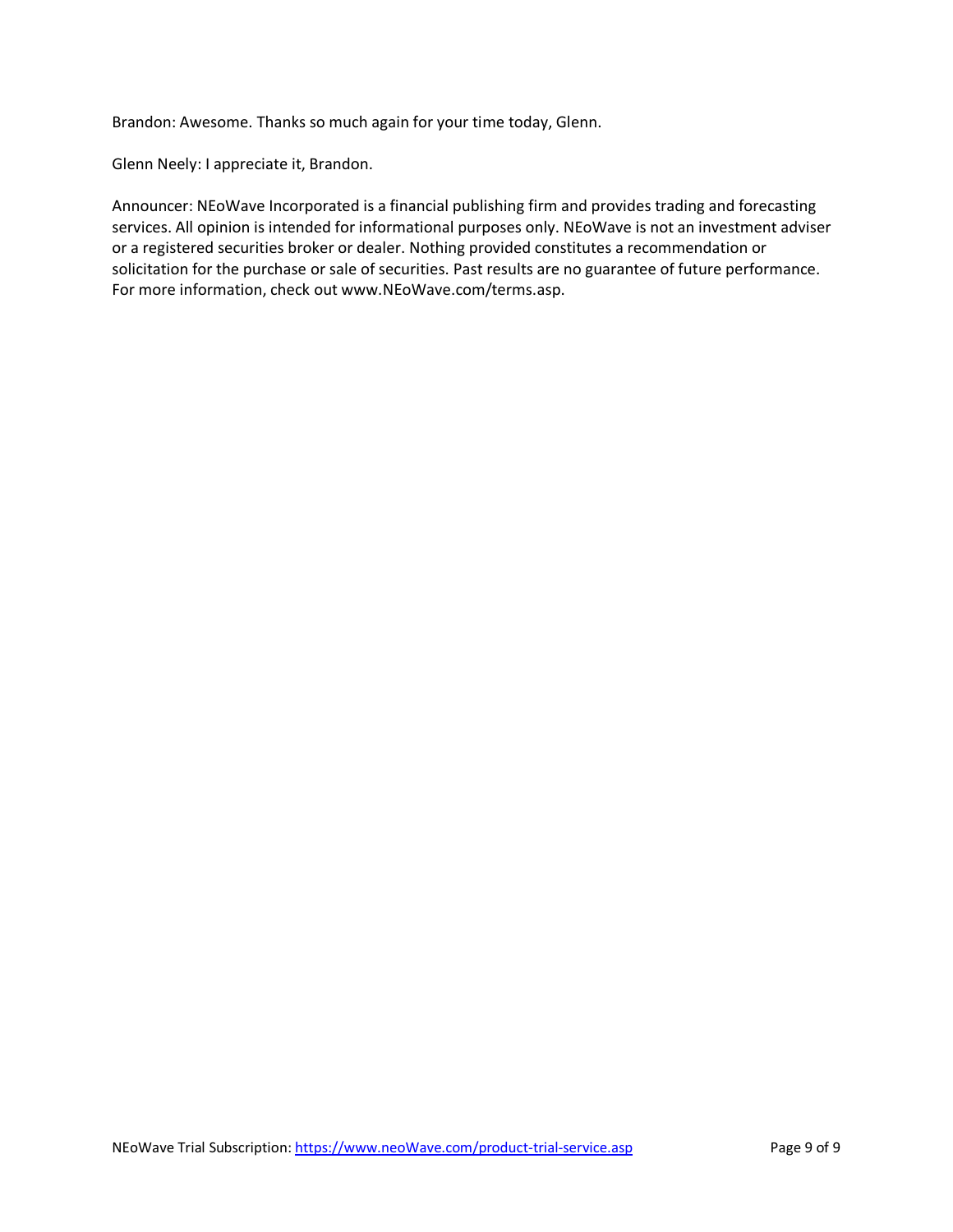Brandon: Awesome. Thanks so much again for your time today, Glenn.

Glenn Neely: I appreciate it, Brandon.

Announcer: NEoWave Incorporated is a financial publishing firm and provides trading and forecasting services. All opinion is intended for informational purposes only. NEoWave is not an investment adviser or a registered securities broker or dealer. Nothing provided constitutes a recommendation or solicitation for the purchase or sale of securities. Past results are no guarantee of future performance. For more information, check out www.NEoWave.com/terms.asp.